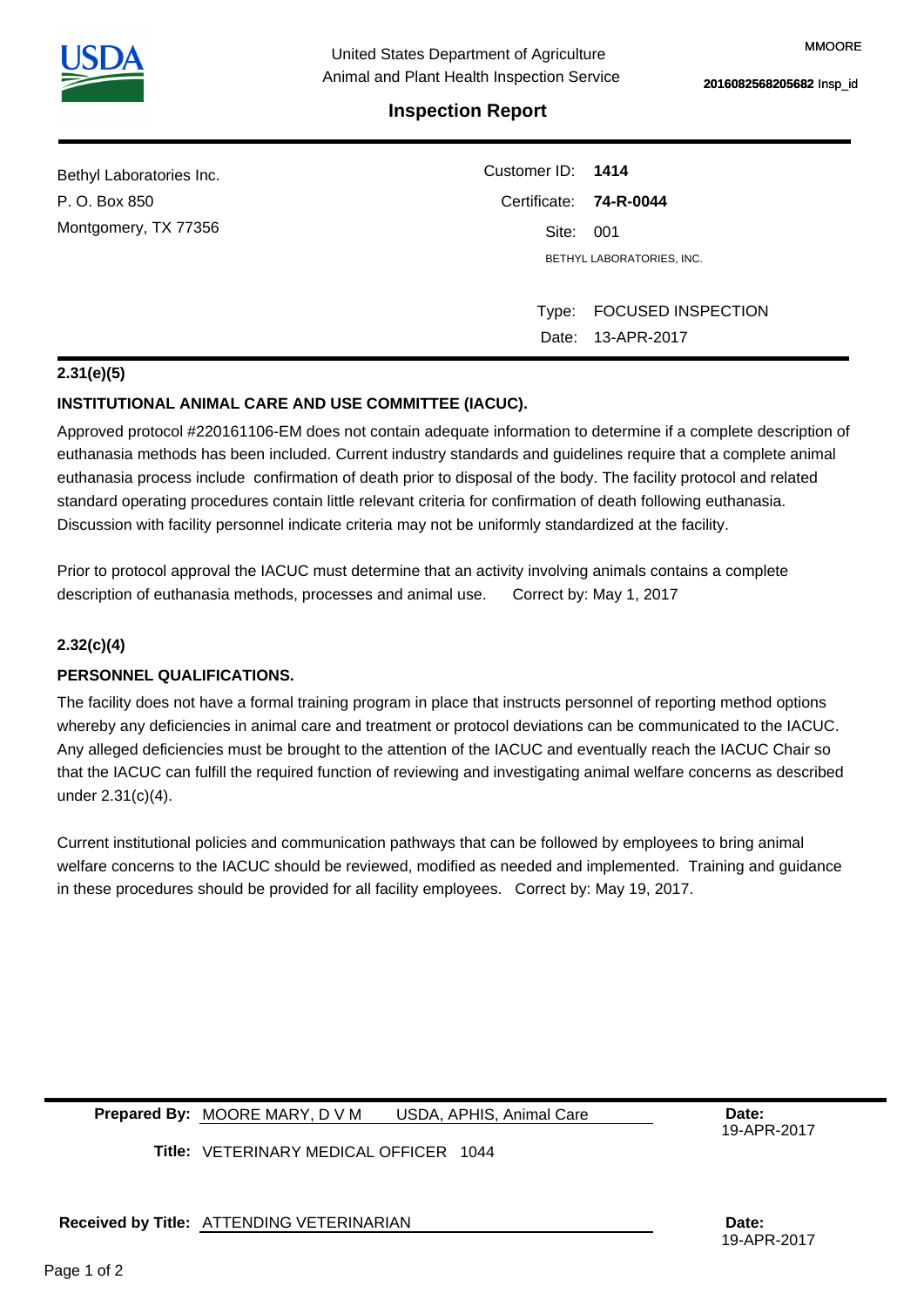United States Department of Agriculture
Animal and Plant Health Inspection Service

MMOORE

**2016082568205682** Insp_id

## Inspection Report

Bethyl Laboratories Inc.
P. O. Box 850
Montgomery, TX 77356

Customer ID: **1414**
Certificate: **74-R-0044**
Site: 001
BETHYL LABORATORIES, INC.

Type: FOCUSED INSPECTION
Date: 13-APR-2017

**2.31(e)(5)**

**INSTITUTIONAL ANIMAL CARE AND USE COMMITTEE (IACUC).**

Approved protocol #220161106-EM does not contain adequate information to determine if a complete description of euthanasia methods has been included. Current industry standards and guidelines require that a complete animal euthanasia process include confirmation of death prior to disposal of the body. The facility protocol and related standard operating procedures contain little relevant criteria for confirmation of death following euthanasia. Discussion with facility personnel indicate criteria may not be uniformly standardized at the facility.

Prior to protocol approval the IACUC must determine that an activity involving animals contains a complete description of euthanasia methods, processes and animal use. Correct by: May 1, 2017

**2.32(c)(4)**

**PERSONNEL QUALIFICATIONS.**

The facility does not have a formal training program in place that instructs personnel of reporting method options whereby any deficiencies in animal care and treatment or protocol deviations can be communicated to the IACUC. Any alleged deficiencies must be brought to the attention of the IACUC and eventually reach the IACUC Chair so that the IACUC can fulfill the required function of reviewing and investigating animal welfare concerns as described under 2.31(c)(4).

Current institutional policies and communication pathways that can be followed by employees to bring animal welfare concerns to the IACUC should be reviewed, modified as needed and implemented. Training and guidance in these procedures should be provided for all facility employees. Correct by: May 19, 2017.

**Prepared By:** MOORE MARY, D V M USDA, APHIS, Animal Care **Date:** 19-APR-2017

**Title:** VETERINARY MEDICAL OFFICER 1044

**Received by Title:** ATTENDING VETERINARIAN **Date:** 19-APR-2017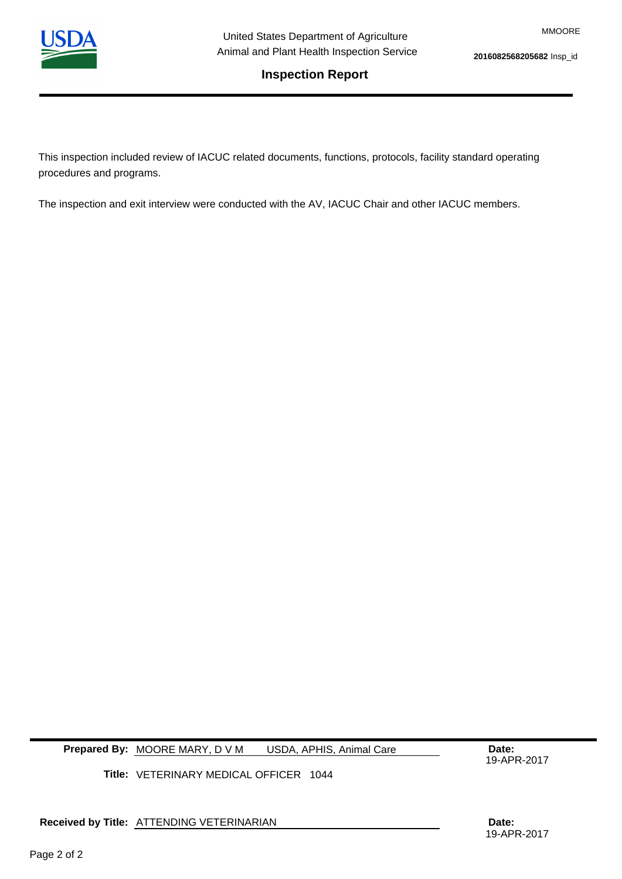This inspection included review of IACUC related documents, functions, protocols, facility standard operating procedures and programs.

The inspection and exit interview were conducted with the AV, IACUC Chair and other IACUC members.

**Prepared By:** MOORE MARY, D V M USDA, APHIS, Animal Care

**Date:** 19-APR-2017

**Title:** VETERINARY MEDICAL OFFICER 1044

**Received by Title:** ATTENDING VETERINARIAN

**Date:** 19-APR-2017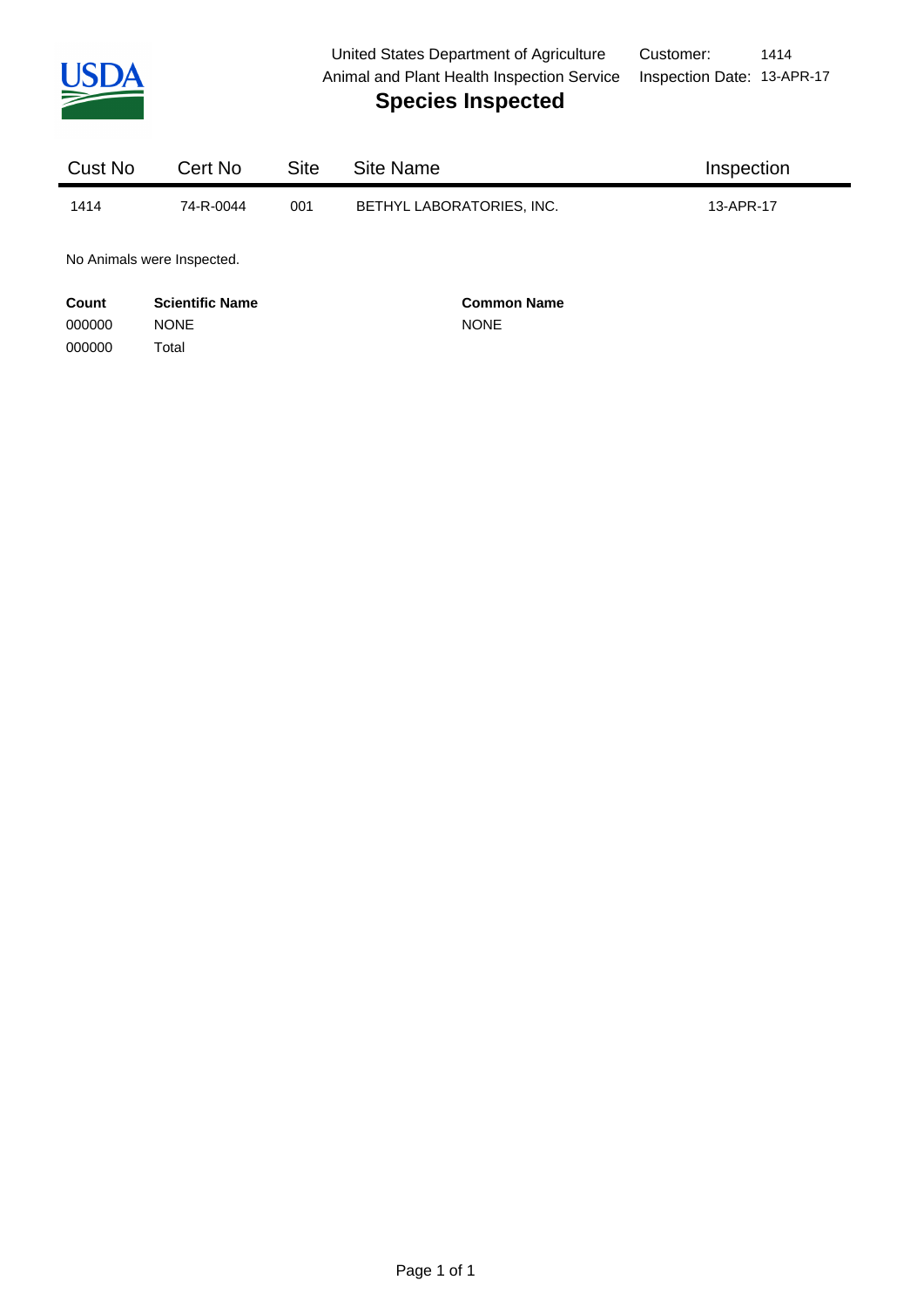United States Department of Agriculture
Animal and Plant Health Inspection Service

Customer: 1414
Inspection Date: 13-APR-17

# Species Inspected

| Cust No | Cert No | Site | Site Name | Inspection |
|---|---|---|---|---|
| 1414 | 74-R-0044 | 001 | BETHYL LABORATORIES, INC. | 13-APR-17 |

No Animals were Inspected.

| Count | Scientific Name | Common Name |
|---|---|---|
| 000000 | NONE | NONE |
| 000000 | Total | |